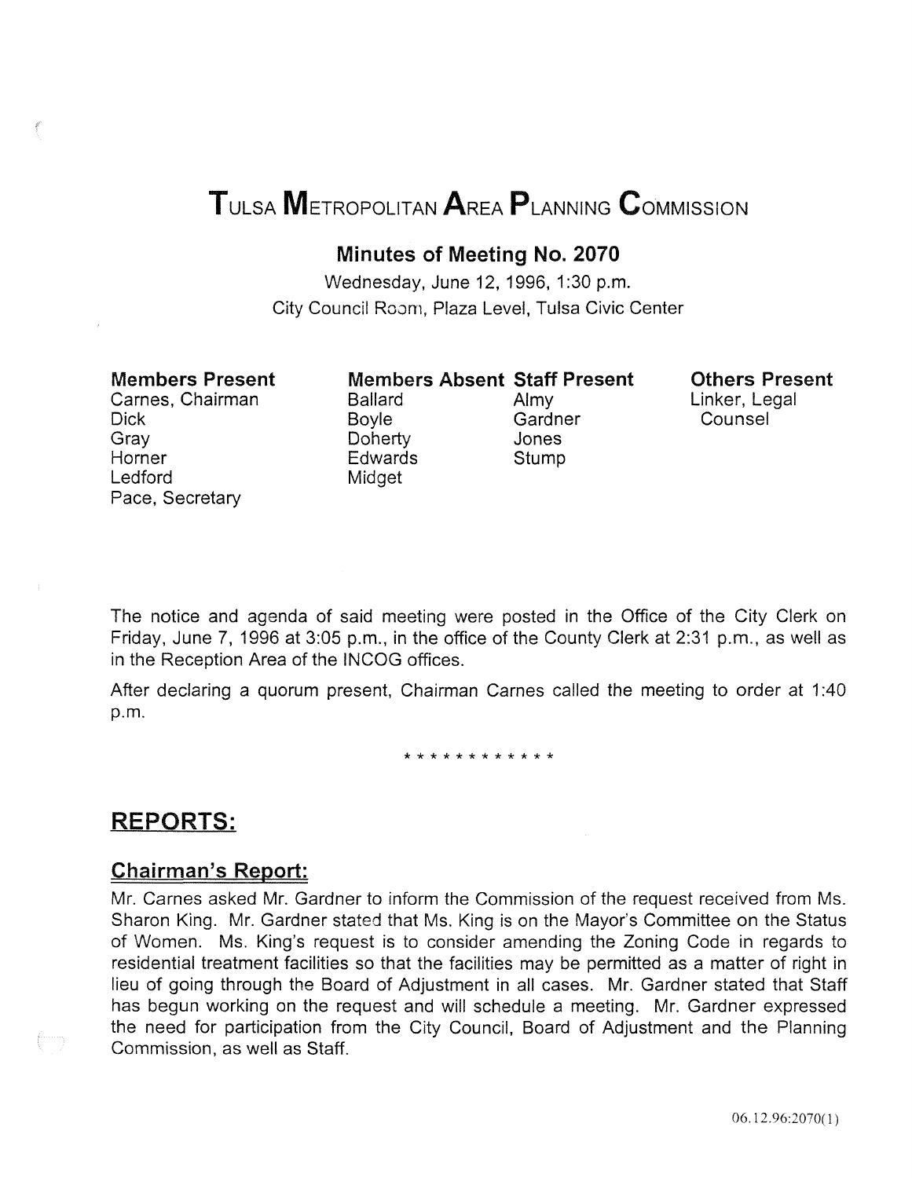# Tulsa Metropolitan Area Planning Commission

## Minutes of Meeting No. 2070

Wednesday, June 12, 1996, 1:30 p.m.
City Council Room, Plaza Level, Tulsa Civic Center

| Members Present | Members Absent | Staff Present | Others Present |
|---|---|---|---|
| Carnes, Chairman | Ballard | Almy | Linker, Legal Counsel |
| Dick | Boyle | Gardner | |
| Gray | Doherty | Jones | |
| Horner | Edwards | Stump | |
| Ledford | Midget | | |
| Pace, Secretary | | | |

The notice and agenda of said meeting were posted in the Office of the City Clerk on Friday, June 7, 1996 at 3:05 p.m., in the office of the County Clerk at 2:31 p.m., as well as in the Reception Area of the INCOG offices.

After declaring a quorum present, Chairman Carnes called the meeting to order at 1:40 p.m.

\* \* \* \* \* \* \* \* \* \* \* \*

## REPORTS:

### Chairman's Report:

Mr. Carnes asked Mr. Gardner to inform the Commission of the request received from Ms. Sharon King. Mr. Gardner stated that Ms. King is on the Mayor's Committee on the Status of Women. Ms. King's request is to consider amending the Zoning Code in regards to residential treatment facilities so that the facilities may be permitted as a matter of right in lieu of going through the Board of Adjustment in all cases. Mr. Gardner stated that Staff has begun working on the request and will schedule a meeting. Mr. Gardner expressed the need for participation from the City Council, Board of Adjustment and the Planning Commission, as well as Staff.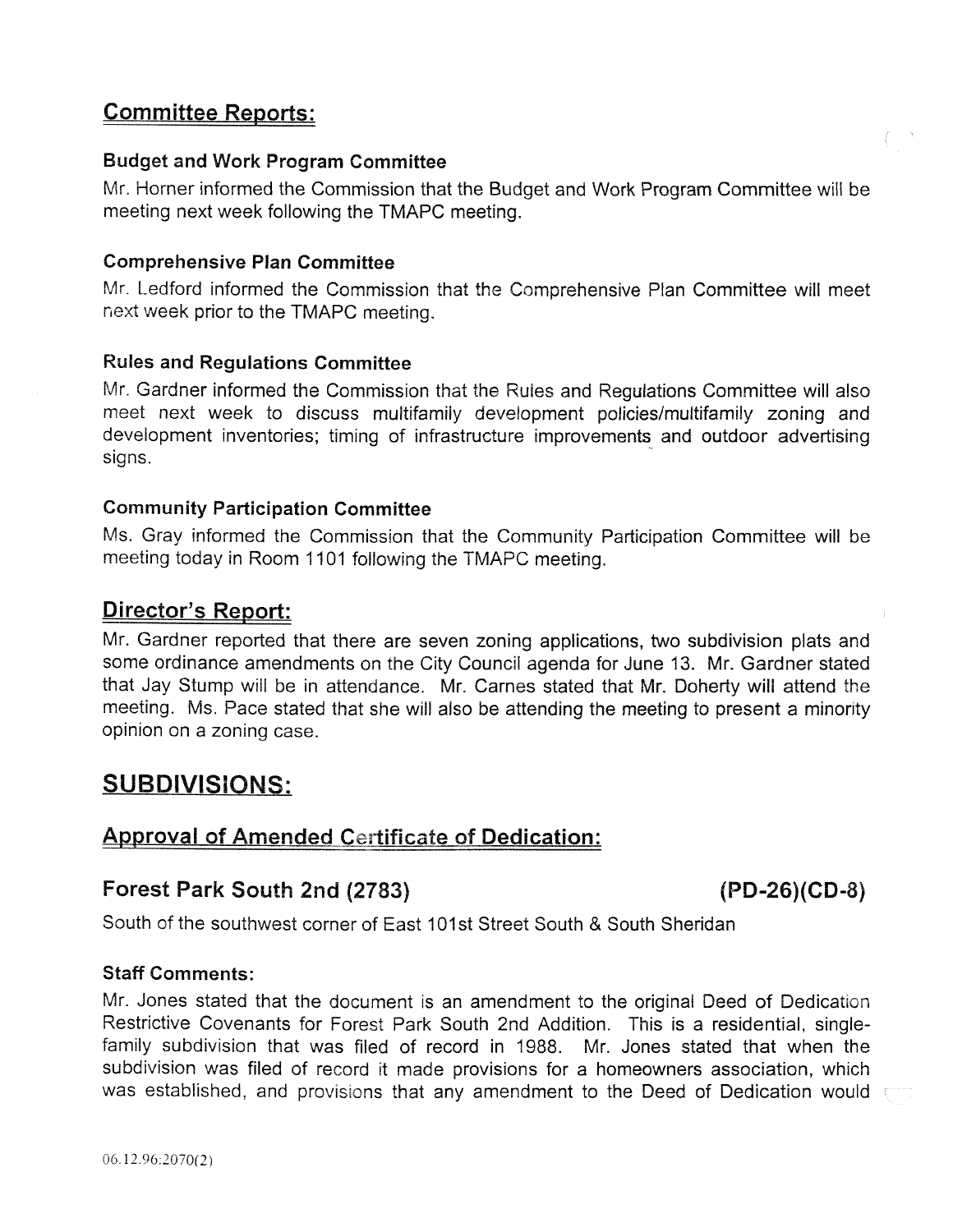## Committee Reports:

### Budget and Work Program Committee

Mr. Horner informed the Commission that the Budget and Work Program Committee will be meeting next week following the TMAPC meeting.

### Comprehensive Plan Committee

Mr. Ledford informed the Commission that the Comprehensive Plan Committee will meet next week prior to the TMAPC meeting.

### Rules and Regulations Committee

Mr. Gardner informed the Commission that the Rules and Regulations Committee will also meet next week to discuss multifamily development policies/multifamily zoning and development inventories; timing of infrastructure improvements and outdoor advertising signs.

### Community Participation Committee

Ms. Gray informed the Commission that the Community Participation Committee will be meeting today in Room 1101 following the TMAPC meeting.

## Director's Report:

Mr. Gardner reported that there are seven zoning applications, two subdivision plats and some ordinance amendments on the City Council agenda for June 13. Mr. Gardner stated that Jay Stump will be in attendance. Mr. Carnes stated that Mr. Doherty will attend the meeting. Ms. Pace stated that she will also be attending the meeting to present a minority opinion on a zoning case.

# SUBDIVISIONS:

## Approval of Amended Certificate of Dedication:

### Forest Park South 2nd (2783) (PD-26)(CD-8)

South of the southwest corner of East 101st Street South & South Sheridan

### Staff Comments:

Mr. Jones stated that the document is an amendment to the original Deed of Dedication Restrictive Covenants for Forest Park South 2nd Addition. This is a residential, single-family subdivision that was filed of record in 1988. Mr. Jones stated that when the subdivision was filed of record it made provisions for a homeowners association, which was established, and provisions that any amendment to the Deed of Dedication would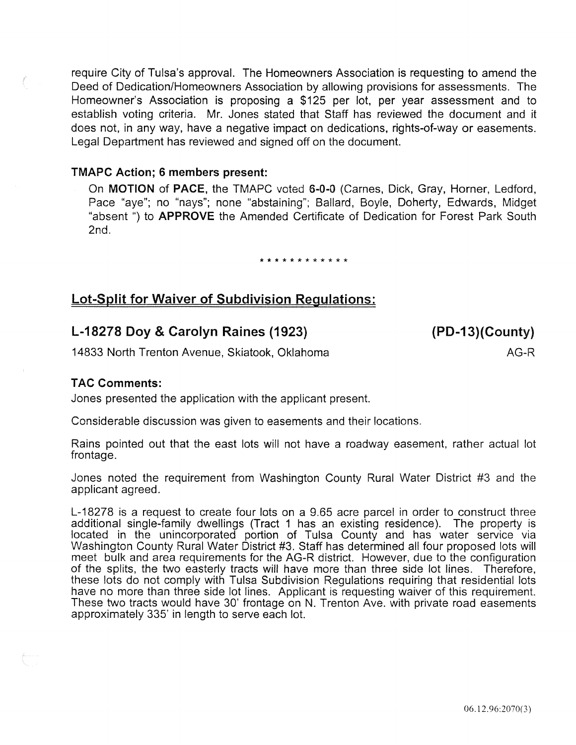require City of Tulsa's approval. The Homeowners Association is requesting to amend the Deed of Dedication/Homeowners Association by allowing provisions for assessments. The Homeowner's Association is proposing a $125 per lot, per year assessment and to establish voting criteria. Mr. Jones stated that Staff has reviewed the document and it does not, in any way, have a negative impact on dedications, rights-of-way or easements. Legal Department has reviewed and signed off on the document.

**TMAPC Action; 6 members present:**

On **MOTION** of **PACE**, the TMAPC voted **6-0-0** (Carnes, Dick, Gray, Horner, Ledford, Pace "aye"; no "nays"; none "abstaining"; Ballard, Boyle, Doherty, Edwards, Midget "absent ") to **APPROVE** the Amended Certificate of Dedication for Forest Park South 2nd.

* * * * * * * * * * * *

## Lot-Split for Waiver of Subdivision Regulations:

### L-18278 Doy & Carolyn Raines (1923) (PD-13)(County)

14833 North Trenton Avenue, Skiatook, Oklahoma AG-R

**TAC Comments:**

Jones presented the application with the applicant present.

Considerable discussion was given to easements and their locations.

Rains pointed out that the east lots will not have a roadway easement, rather actual lot frontage.

Jones noted the requirement from Washington County Rural Water District #3 and the applicant agreed.

L-18278 is a request to create four lots on a 9.65 acre parcel in order to construct three additional single-family dwellings (Tract 1 has an existing residence). The property is located in the unincorporated portion of Tulsa County and has water service via Washington County Rural Water District #3. Staff has determined all four proposed lots will meet bulk and area requirements for the AG-R district. However, due to the configuration of the splits, the two easterly tracts will have more than three side lot lines. Therefore, these lots do not comply with Tulsa Subdivision Regulations requiring that residential lots have no more than three side lot lines. Applicant is requesting waiver of this requirement. These two tracts would have 30' frontage on N. Trenton Ave. with private road easements approximately 335' in length to serve each lot.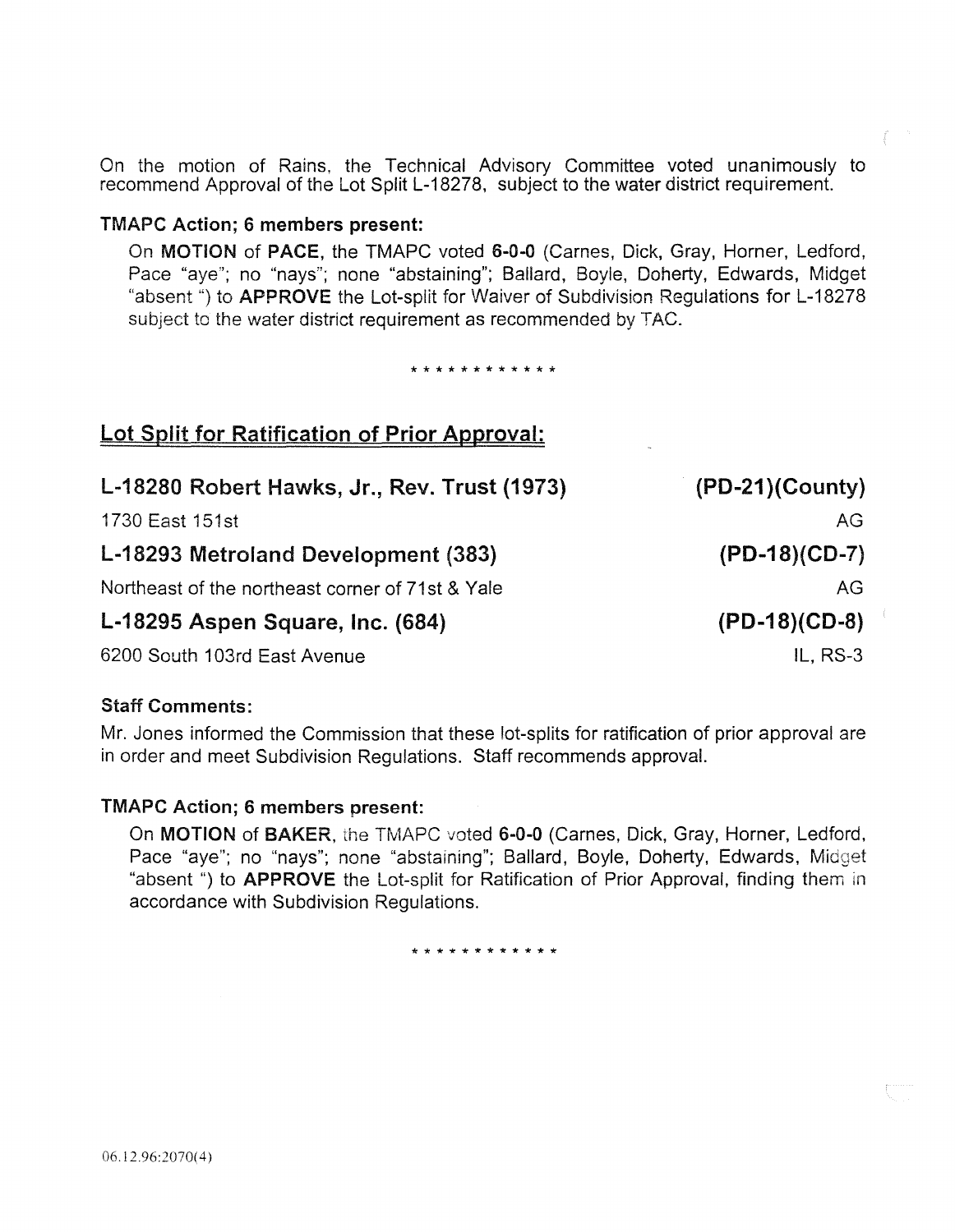On the motion of Rains, the Technical Advisory Committee voted unanimously to recommend Approval of the Lot Split L-18278, subject to the water district requirement.

**TMAPC Action; 6 members present:**

On **MOTION** of **PACE**, the TMAPC voted **6-0-0** (Carnes, Dick, Gray, Horner, Ledford, Pace "aye"; no "nays"; none "abstaining"; Ballard, Boyle, Doherty, Edwards, Midget "absent ") to **APPROVE** the Lot-split for Waiver of Subdivision Regulations for L-18278 subject to the water district requirement as recommended by TAC.

\* \* \* \* \* \* \* \* \* \* \* \*

## Lot Split for Ratification of Prior Approval:

**L-18280 Robert Hawks, Jr., Rev. Trust (1973)** — **(PD-21)(County)**
1730 East 151st — AG

**L-18293 Metroland Development (383)** — **(PD-18)(CD-7)**
Northeast of the northeast corner of 71st & Yale — AG

**L-18295 Aspen Square, Inc. (684)** — **(PD-18)(CD-8)**
6200 South 103rd East Avenue — IL, RS-3

**Staff Comments:**

Mr. Jones informed the Commission that these lot-splits for ratification of prior approval are in order and meet Subdivision Regulations. Staff recommends approval.

**TMAPC Action; 6 members present:**

On **MOTION** of **BAKER**, the TMAPC voted **6-0-0** (Carnes, Dick, Gray, Horner, Ledford, Pace "aye"; no "nays"; none "abstaining"; Ballard, Boyle, Doherty, Edwards, Midget "absent ") to **APPROVE** the Lot-split for Ratification of Prior Approval, finding them in accordance with Subdivision Regulations.

\* \* \* \* \* \* \* \* \* \* \* \*

06.12.96:2070(4)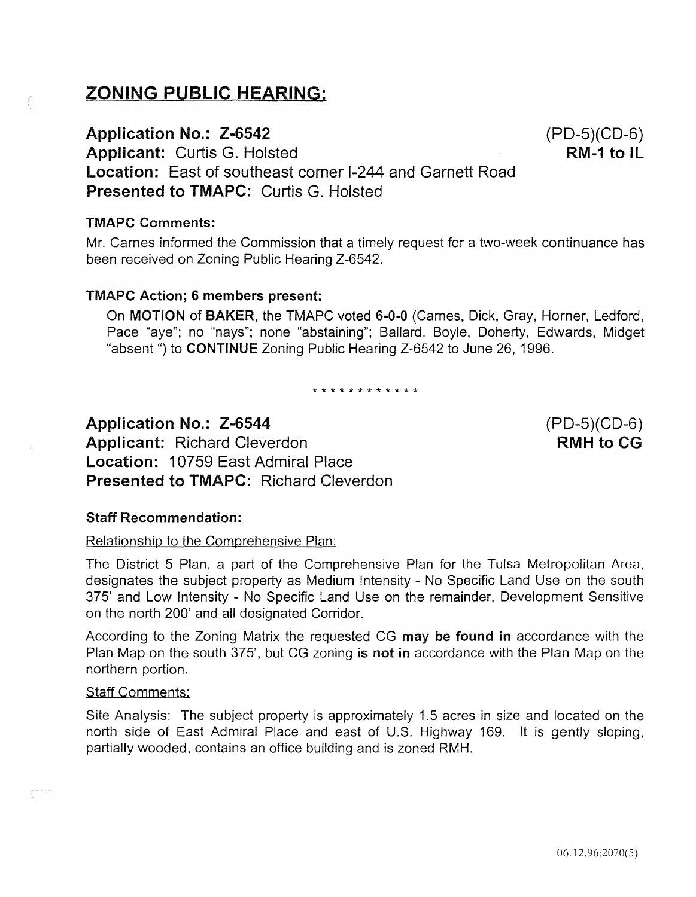## ZONING PUBLIC HEARING:

**Application No.: Z-6542** (PD-5)(CD-6)
**Applicant:** Curtis G. Holsted **RM-1 to IL**
**Location:** East of southeast corner I-244 and Garnett Road
**Presented to TMAPC:** Curtis G. Holsted

#### TMAPC Comments:

Mr. Carnes informed the Commission that a timely request for a two-week continuance has been received on Zoning Public Hearing Z-6542.

#### TMAPC Action; 6 members present:

On **MOTION** of **BAKER**, the TMAPC voted **6-0-0** (Carnes, Dick, Gray, Horner, Ledford, Pace "aye"; no "nays"; none "abstaining"; Ballard, Boyle, Doherty, Edwards, Midget "absent ") to **CONTINUE** Zoning Public Hearing Z-6542 to June 26, 1996.

* * * * * * * * * * * *

**Application No.: Z-6544** (PD-5)(CD-6)
**Applicant:** Richard Cleverdon **RMH to CG**
**Location:** 10759 East Admiral Place
**Presented to TMAPC:** Richard Cleverdon

#### Staff Recommendation:

Relationship to the Comprehensive Plan:

The District 5 Plan, a part of the Comprehensive Plan for the Tulsa Metropolitan Area, designates the subject property as Medium Intensity - No Specific Land Use on the south 375' and Low Intensity - No Specific Land Use on the remainder, Development Sensitive on the north 200' and all designated Corridor.

According to the Zoning Matrix the requested CG **may be found in** accordance with the Plan Map on the south 375', but CG zoning **is not in** accordance with the Plan Map on the northern portion.

Staff Comments:

Site Analysis: The subject property is approximately 1.5 acres in size and located on the north side of East Admiral Place and east of U.S. Highway 169. It is gently sloping, partially wooded, contains an office building and is zoned RMH.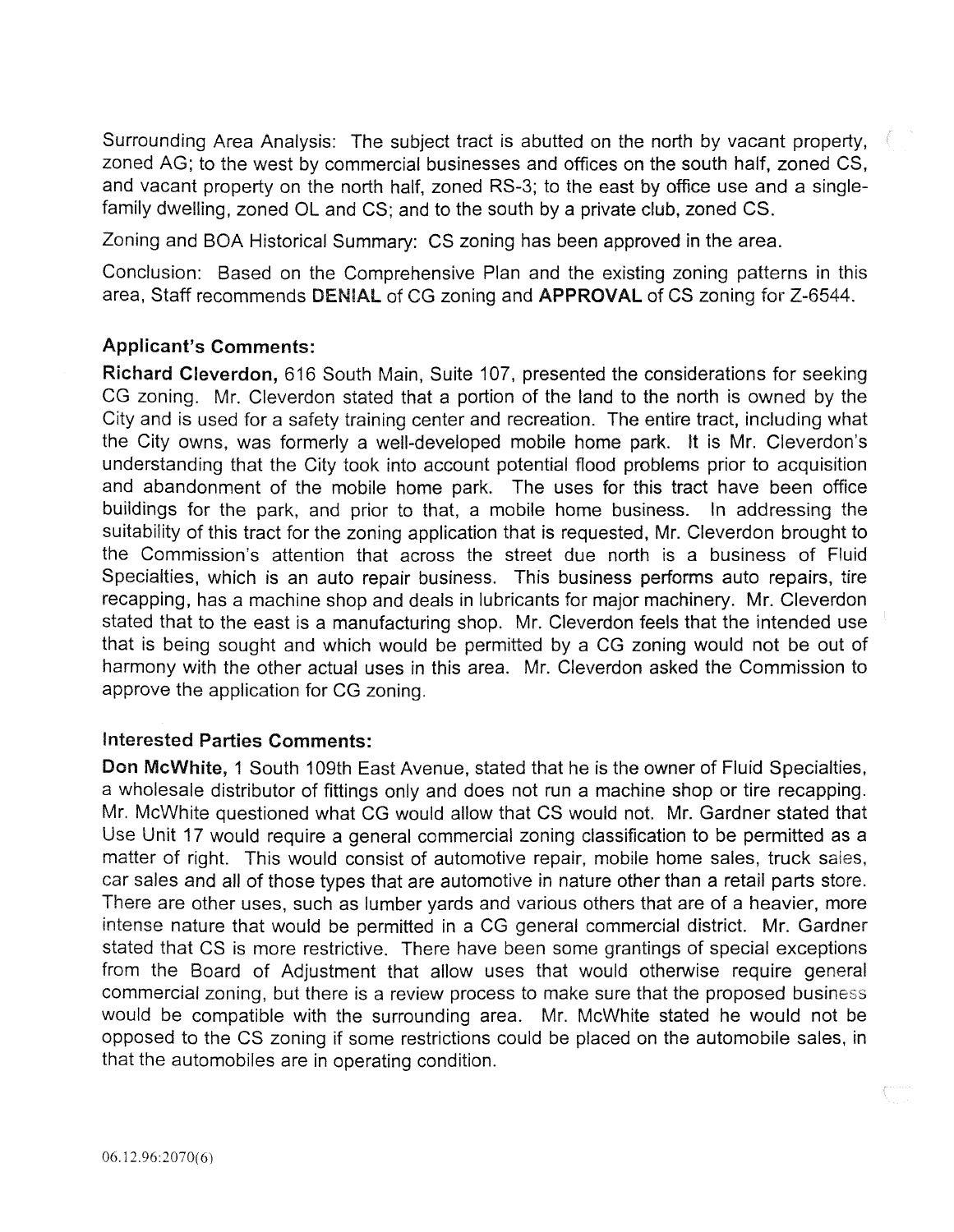Surrounding Area Analysis: The subject tract is abutted on the north by vacant property, zoned AG; to the west by commercial businesses and offices on the south half, zoned CS, and vacant property on the north half, zoned RS-3; to the east by office use and a single-family dwelling, zoned OL and CS; and to the south by a private club, zoned CS.

Zoning and BOA Historical Summary: CS zoning has been approved in the area.

Conclusion: Based on the Comprehensive Plan and the existing zoning patterns in this area, Staff recommends **DENIAL** of CG zoning and **APPROVAL** of CS zoning for Z-6544.

### Applicant's Comments:

**Richard Cleverdon,** 616 South Main, Suite 107, presented the considerations for seeking CG zoning. Mr. Cleverdon stated that a portion of the land to the north is owned by the City and is used for a safety training center and recreation. The entire tract, including what the City owns, was formerly a well-developed mobile home park. It is Mr. Cleverdon's understanding that the City took into account potential flood problems prior to acquisition and abandonment of the mobile home park. The uses for this tract have been office buildings for the park, and prior to that, a mobile home business. In addressing the suitability of this tract for the zoning application that is requested, Mr. Cleverdon brought to the Commission's attention that across the street due north is a business of Fluid Specialties, which is an auto repair business. This business performs auto repairs, tire recapping, has a machine shop and deals in lubricants for major machinery. Mr. Cleverdon stated that to the east is a manufacturing shop. Mr. Cleverdon feels that the intended use that is being sought and which would be permitted by a CG zoning would not be out of harmony with the other actual uses in this area. Mr. Cleverdon asked the Commission to approve the application for CG zoning.

### Interested Parties Comments:

**Don McWhite,** 1 South 109th East Avenue, stated that he is the owner of Fluid Specialties, a wholesale distributor of fittings only and does not run a machine shop or tire recapping. Mr. McWhite questioned what CG would allow that CS would not. Mr. Gardner stated that Use Unit 17 would require a general commercial zoning classification to be permitted as a matter of right. This would consist of automotive repair, mobile home sales, truck sales, car sales and all of those types that are automotive in nature other than a retail parts store. There are other uses, such as lumber yards and various others that are of a heavier, more intense nature that would be permitted in a CG general commercial district. Mr. Gardner stated that CS is more restrictive. There have been some grantings of special exceptions from the Board of Adjustment that allow uses that would otherwise require general commercial zoning, but there is a review process to make sure that the proposed business would be compatible with the surrounding area. Mr. McWhite stated he would not be opposed to the CS zoning if some restrictions could be placed on the automobile sales, in that the automobiles are in operating condition.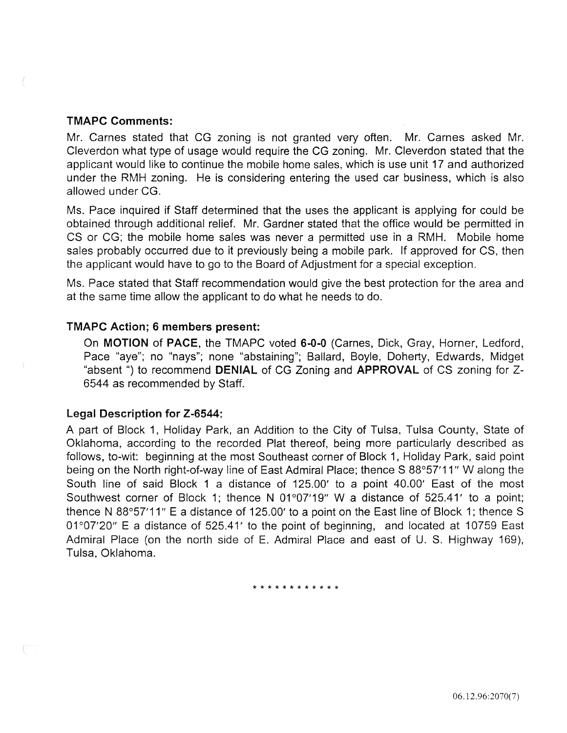**TMAPC Comments:**

Mr. Carnes stated that CG zoning is not granted very often. Mr. Carnes asked Mr. Cleverdon what type of usage would require the CG zoning. Mr. Cleverdon stated that the applicant would like to continue the mobile home sales, which is use unit 17 and authorized under the RMH zoning. He is considering entering the used car business, which is also allowed under CG.

Ms. Pace inquired if Staff determined that the uses the applicant is applying for could be obtained through additional relief. Mr. Gardner stated that the office would be permitted in CS or CG; the mobile home sales was never a permitted use in a RMH. Mobile home sales probably occurred due to it previously being a mobile park. If approved for CS, then the applicant would have to go to the Board of Adjustment for a special exception.

Ms. Pace stated that Staff recommendation would give the best protection for the area and at the same time allow the applicant to do what he needs to do.

**TMAPC Action; 6 members present:**

On **MOTION** of **PACE**, the TMAPC voted **6-0-0** (Carnes, Dick, Gray, Horner, Ledford, Pace "aye"; no "nays"; none "abstaining"; Ballard, Boyle, Doherty, Edwards, Midget "absent ") to recommend **DENIAL** of CG Zoning and **APPROVAL** of CS zoning for Z-6544 as recommended by Staff.

**Legal Description for Z-6544:**

A part of Block 1, Holiday Park, an Addition to the City of Tulsa, Tulsa County, State of Oklahoma, according to the recorded Plat thereof, being more particularly described as follows, to-wit: beginning at the most Southeast corner of Block 1, Holiday Park, said point being on the North right-of-way line of East Admiral Place; thence S 88°57'11" W along the South line of said Block 1 a distance of 125.00' to a point 40.00' East of the most Southwest corner of Block 1; thence N 01°07'19" W a distance of 525.41' to a point; thence N 88°57'11" E a distance of 125.00' to a point on the East line of Block 1; thence S 01°07'20" E a distance of 525.41' to the point of beginning, and located at 10759 East Admiral Place (on the north side of E. Admiral Place and east of U. S. Highway 169), Tulsa, Oklahoma.

\* \* \* \* \* \* \* \* \* \* \* \*

06.12.96:2070(7)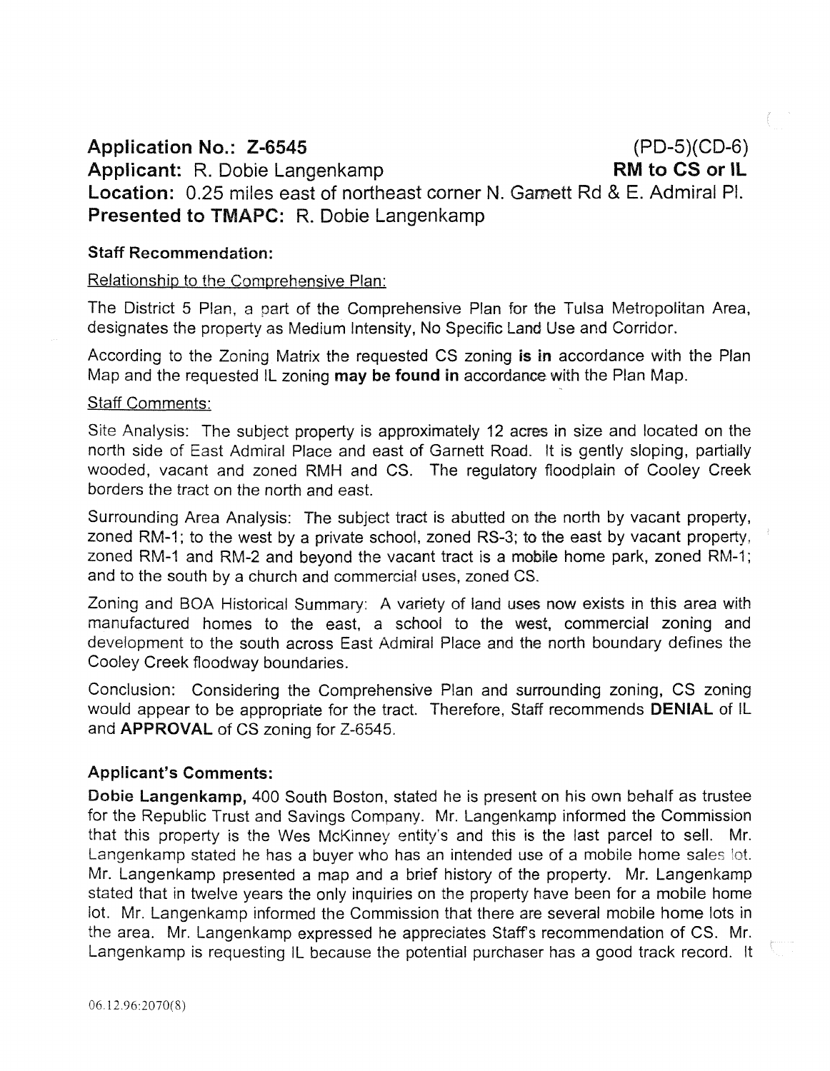**Application No.: Z-6545** (PD-5)(CD-6)
**Applicant:** R. Dobie Langenkamp **RM to CS or IL**
**Location:** 0.25 miles east of northeast corner N. Garnett Rd & E. Admiral Pl.
**Presented to TMAPC:** R. Dobie Langenkamp

**Staff Recommendation:**

Relationship to the Comprehensive Plan:

The District 5 Plan, a part of the Comprehensive Plan for the Tulsa Metropolitan Area, designates the property as Medium Intensity, No Specific Land Use and Corridor.

According to the Zoning Matrix the requested CS zoning **is in** accordance with the Plan Map and the requested IL zoning **may be found in** accordance with the Plan Map.

Staff Comments:

Site Analysis: The subject property is approximately 12 acres in size and located on the north side of East Admiral Place and east of Garnett Road. It is gently sloping, partially wooded, vacant and zoned RMH and CS. The regulatory floodplain of Cooley Creek borders the tract on the north and east.

Surrounding Area Analysis: The subject tract is abutted on the north by vacant property, zoned RM-1; to the west by a private school, zoned RS-3; to the east by vacant property, zoned RM-1 and RM-2 and beyond the vacant tract is a mobile home park, zoned RM-1; and to the south by a church and commercial uses, zoned CS.

Zoning and BOA Historical Summary: A variety of land uses now exists in this area with manufactured homes to the east, a school to the west, commercial zoning and development to the south across East Admiral Place and the north boundary defines the Cooley Creek floodway boundaries.

Conclusion: Considering the Comprehensive Plan and surrounding zoning, CS zoning would appear to be appropriate for the tract. Therefore, Staff recommends **DENIAL** of IL and **APPROVAL** of CS zoning for Z-6545.

**Applicant's Comments:**

**Dobie Langenkamp,** 400 South Boston, stated he is present on his own behalf as trustee for the Republic Trust and Savings Company. Mr. Langenkamp informed the Commission that this property is the Wes McKinney entity's and this is the last parcel to sell. Mr. Langenkamp stated he has a buyer who has an intended use of a mobile home sales lot. Mr. Langenkamp presented a map and a brief history of the property. Mr. Langenkamp stated that in twelve years the only inquiries on the property have been for a mobile home lot. Mr. Langenkamp informed the Commission that there are several mobile home lots in the area. Mr. Langenkamp expressed he appreciates Staff's recommendation of CS. Mr. Langenkamp is requesting IL because the potential purchaser has a good track record. It

06.12.96:2070(8)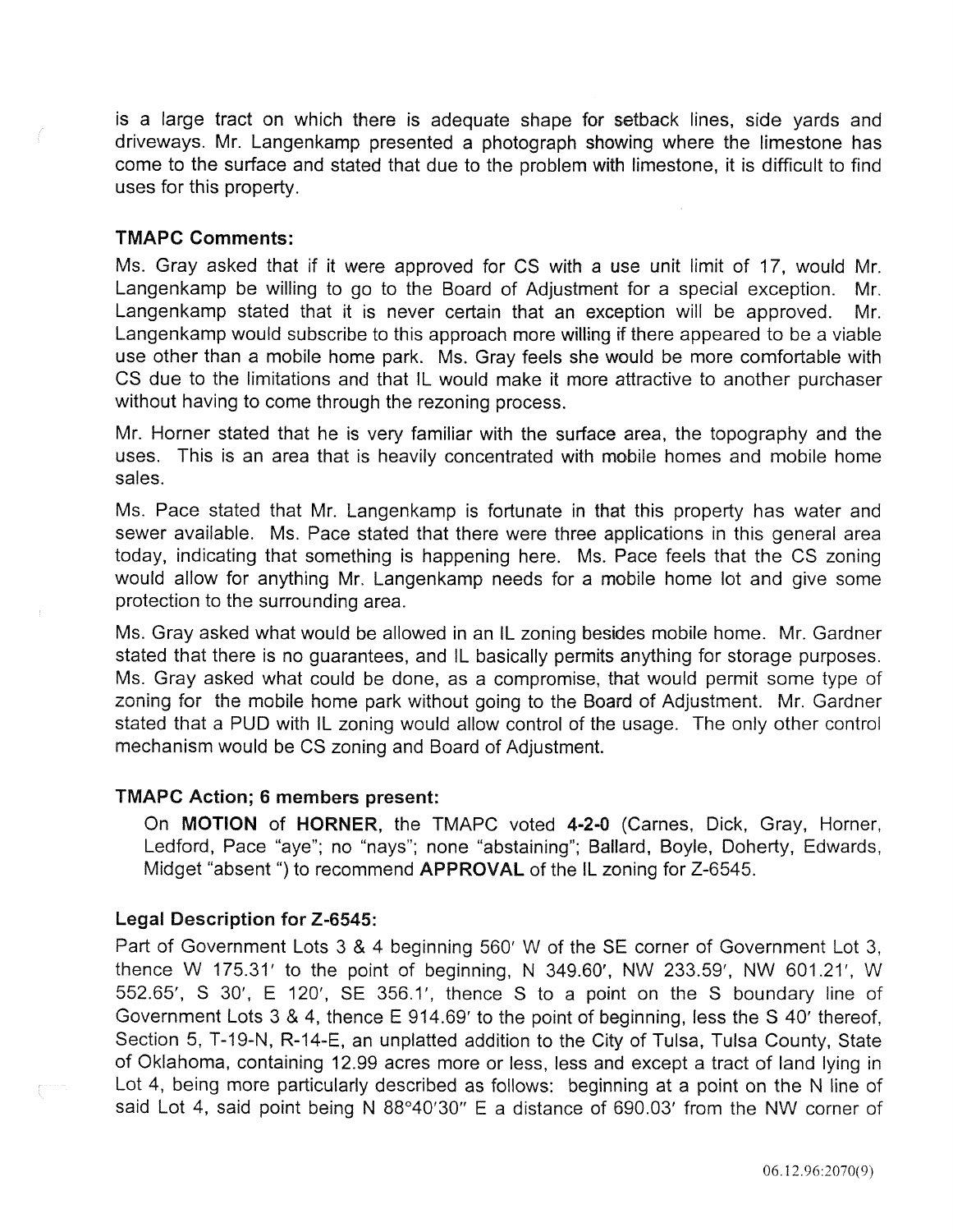is a large tract on which there is adequate shape for setback lines, side yards and driveways. Mr. Langenkamp presented a photograph showing where the limestone has come to the surface and stated that due to the problem with limestone, it is difficult to find uses for this property.

### TMAPC Comments:

Ms. Gray asked that if it were approved for CS with a use unit limit of 17, would Mr. Langenkamp be willing to go to the Board of Adjustment for a special exception. Mr. Langenkamp stated that it is never certain that an exception will be approved. Mr. Langenkamp would subscribe to this approach more willing if there appeared to be a viable use other than a mobile home park. Ms. Gray feels she would be more comfortable with CS due to the limitations and that IL would make it more attractive to another purchaser without having to come through the rezoning process.

Mr. Horner stated that he is very familiar with the surface area, the topography and the uses. This is an area that is heavily concentrated with mobile homes and mobile home sales.

Ms. Pace stated that Mr. Langenkamp is fortunate in that this property has water and sewer available. Ms. Pace stated that there were three applications in this general area today, indicating that something is happening here. Ms. Pace feels that the CS zoning would allow for anything Mr. Langenkamp needs for a mobile home lot and give some protection to the surrounding area.

Ms. Gray asked what would be allowed in an IL zoning besides mobile home. Mr. Gardner stated that there is no guarantees, and IL basically permits anything for storage purposes. Ms. Gray asked what could be done, as a compromise, that would permit some type of zoning for the mobile home park without going to the Board of Adjustment. Mr. Gardner stated that a PUD with IL zoning would allow control of the usage. The only other control mechanism would be CS zoning and Board of Adjustment.

### TMAPC Action; 6 members present:

On **MOTION** of **HORNER**, the TMAPC voted **4-2-0** (Carnes, Dick, Gray, Horner, Ledford, Pace "aye"; no "nays"; none "abstaining"; Ballard, Boyle, Doherty, Edwards, Midget "absent ") to recommend **APPROVAL** of the IL zoning for Z-6545.

### Legal Description for Z-6545:

Part of Government Lots 3 & 4 beginning 560′ W of the SE corner of Government Lot 3, thence W 175.31′ to the point of beginning, N 349.60′, NW 233.59′, NW 601.21′, W 552.65′, S 30′, E 120′, SE 356.1′, thence S to a point on the S boundary line of Government Lots 3 & 4, thence E 914.69′ to the point of beginning, less the S 40′ thereof, Section 5, T-19-N, R-14-E, an unplatted addition to the City of Tulsa, Tulsa County, State of Oklahoma, containing 12.99 acres more or less, less and except a tract of land lying in Lot 4, being more particularly described as follows: beginning at a point on the N line of said Lot 4, said point being N 88°40′30″ E a distance of 690.03′ from the NW corner of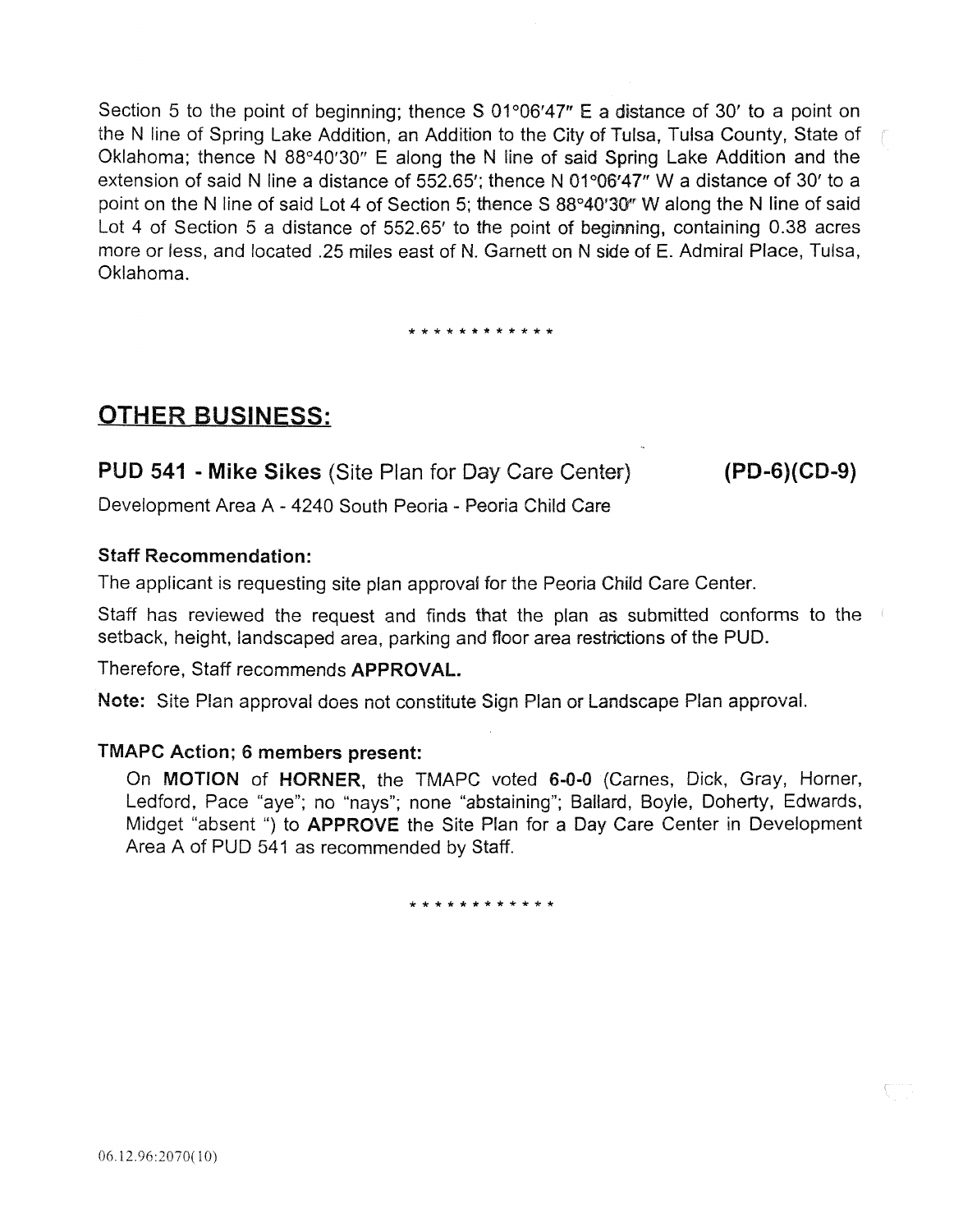Section 5 to the point of beginning; thence S 01°06'47" E a distance of 30' to a point on the N line of Spring Lake Addition, an Addition to the City of Tulsa, Tulsa County, State of Oklahoma; thence N 88°40'30" E along the N line of said Spring Lake Addition and the extension of said N line a distance of 552.65'; thence N 01°06'47" W a distance of 30' to a point on the N line of said Lot 4 of Section 5; thence S 88°40'30" W along the N line of said Lot 4 of Section 5 a distance of 552.65' to the point of beginning, containing 0.38 acres more or less, and located .25 miles east of N. Garnett on N side of E. Admiral Place, Tulsa, Oklahoma.

\* \* \* \* \* \* \* \* \* \* \* \*

## OTHER BUSINESS:

### PUD 541 - Mike Sikes (Site Plan for Day Care Center) (PD-6)(CD-9)

Development Area A - 4240 South Peoria - Peoria Child Care

**Staff Recommendation:**

The applicant is requesting site plan approval for the Peoria Child Care Center.

Staff has reviewed the request and finds that the plan as submitted conforms to the setback, height, landscaped area, parking and floor area restrictions of the PUD.

Therefore, Staff recommends **APPROVAL.**

**Note:** Site Plan approval does not constitute Sign Plan or Landscape Plan approval.

**TMAPC Action; 6 members present:**

On **MOTION** of **HORNER**, the TMAPC voted **6-0-0** (Carnes, Dick, Gray, Horner, Ledford, Pace "aye"; no "nays"; none "abstaining"; Ballard, Boyle, Doherty, Edwards, Midget "absent ") to **APPROVE** the Site Plan for a Day Care Center in Development Area A of PUD 541 as recommended by Staff.

\* \* \* \* \* \* \* \* \* \* \* \*

06.12.96:2070(10)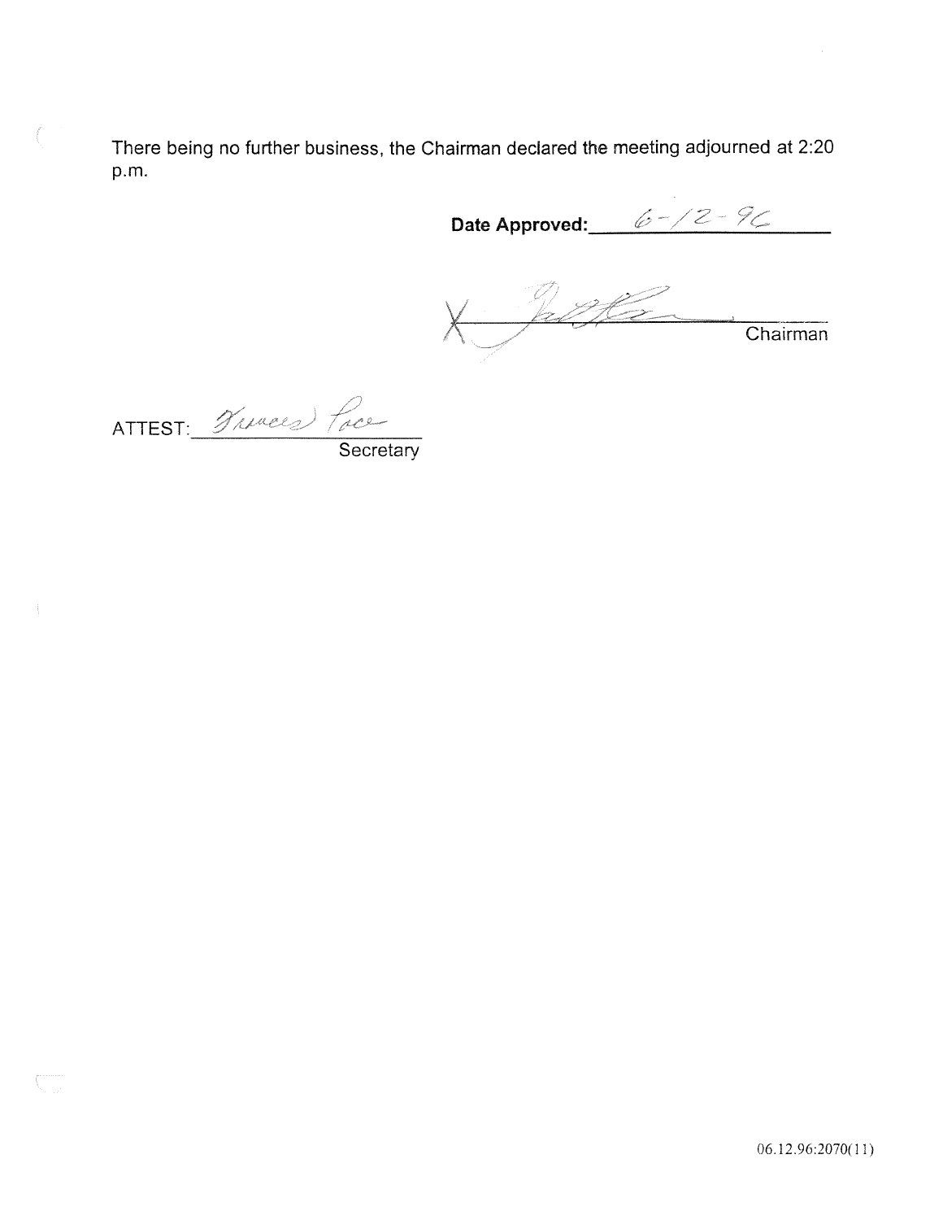There being no further business, the Chairman declared the meeting adjourned at 2:20 p.m.

**Date Approved:** 6-12-96

X ______________________ Chairman

ATTEST: ______________________
Secretary

06.12.96:2070(11)